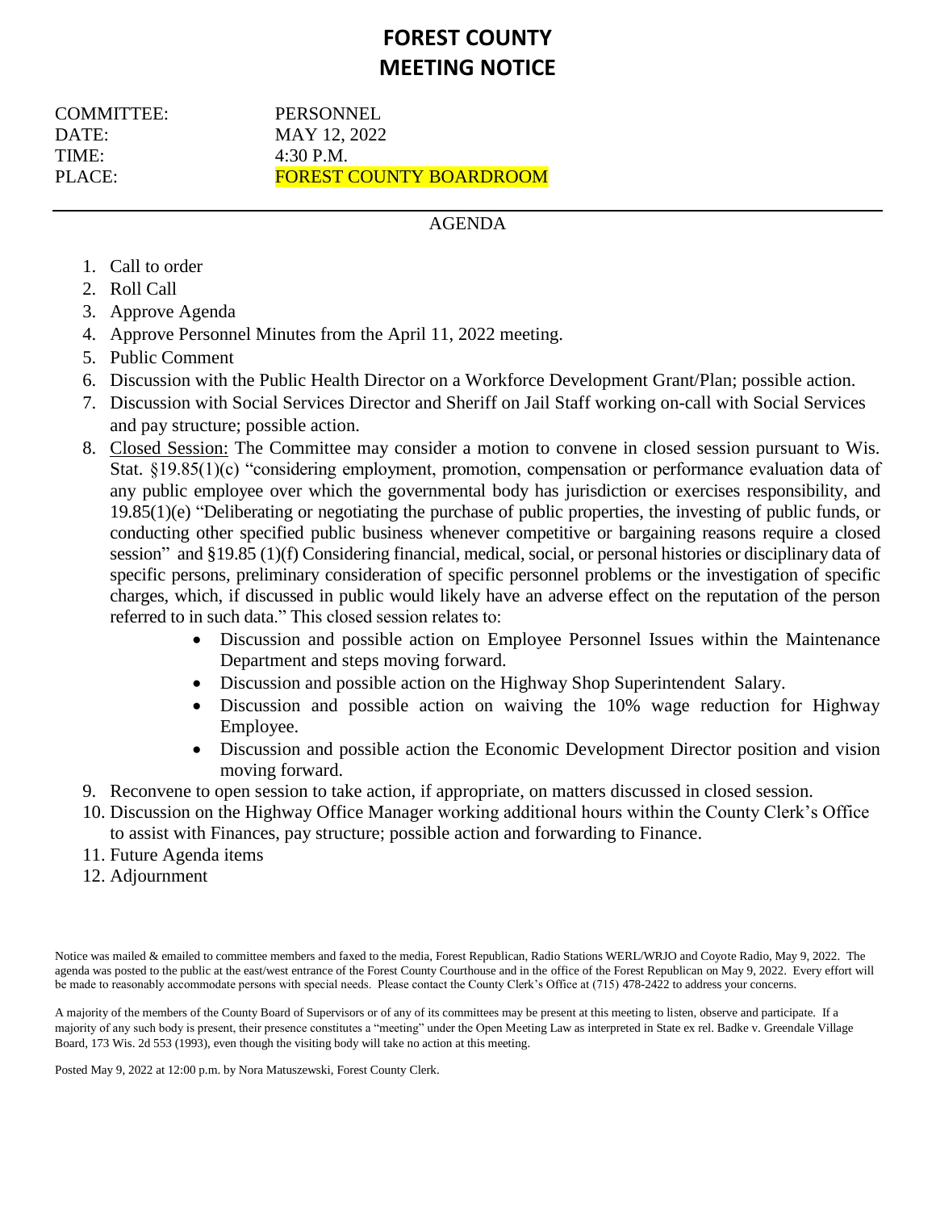# FOREST COUNTY
# MEETING NOTICE

COMMITTEE: PERSONNEL
DATE: MAY 12, 2022
TIME: 4:30 P.M.
PLACE: FOREST COUNTY BOARDROOM

---

AGENDA

1. Call to order
2. Roll Call
3. Approve Agenda
4. Approve Personnel Minutes from the April 11, 2022 meeting.
5. Public Comment
6. Discussion with the Public Health Director on a Workforce Development Grant/Plan; possible action.
7. Discussion with Social Services Director and Sheriff on Jail Staff working on-call with Social Services and pay structure; possible action.
8. Closed Session: The Committee may consider a motion to convene in closed session pursuant to Wis. Stat. §19.85(1)(c) "considering employment, promotion, compensation or performance evaluation data of any public employee over which the governmental body has jurisdiction or exercises responsibility, and 19.85(1)(e) "Deliberating or negotiating the purchase of public properties, the investing of public funds, or conducting other specified public business whenever competitive or bargaining reasons require a closed session" and §19.85 (1)(f) Considering financial, medical, social, or personal histories or disciplinary data of specific persons, preliminary consideration of specific personnel problems or the investigation of specific charges, which, if discussed in public would likely have an adverse effect on the reputation of the person referred to in such data." This closed session relates to:
   - Discussion and possible action on Employee Personnel Issues within the Maintenance Department and steps moving forward.
   - Discussion and possible action on the Highway Shop Superintendent Salary.
   - Discussion and possible action on waiving the 10% wage reduction for Highway Employee.
   - Discussion and possible action the Economic Development Director position and vision moving forward.
9. Reconvene to open session to take action, if appropriate, on matters discussed in closed session.
10. Discussion on the Highway Office Manager working additional hours within the County Clerk's Office to assist with Finances, pay structure; possible action and forwarding to Finance.
11. Future Agenda items
12. Adjournment

Notice was mailed & emailed to committee members and faxed to the media, Forest Republican, Radio Stations WERL/WRJO and Coyote Radio, May 9, 2022. The agenda was posted to the public at the east/west entrance of the Forest County Courthouse and in the office of the Forest Republican on May 9, 2022. Every effort will be made to reasonably accommodate persons with special needs. Please contact the County Clerk's Office at (715) 478-2422 to address your concerns.

A majority of the members of the County Board of Supervisors or of any of its committees may be present at this meeting to listen, observe and participate. If a majority of any such body is present, their presence constitutes a "meeting" under the Open Meeting Law as interpreted in State ex rel. Badke v. Greendale Village Board, 173 Wis. 2d 553 (1993), even though the visiting body will take no action at this meeting.

Posted May 9, 2022 at 12:00 p.m. by Nora Matuszewski, Forest County Clerk.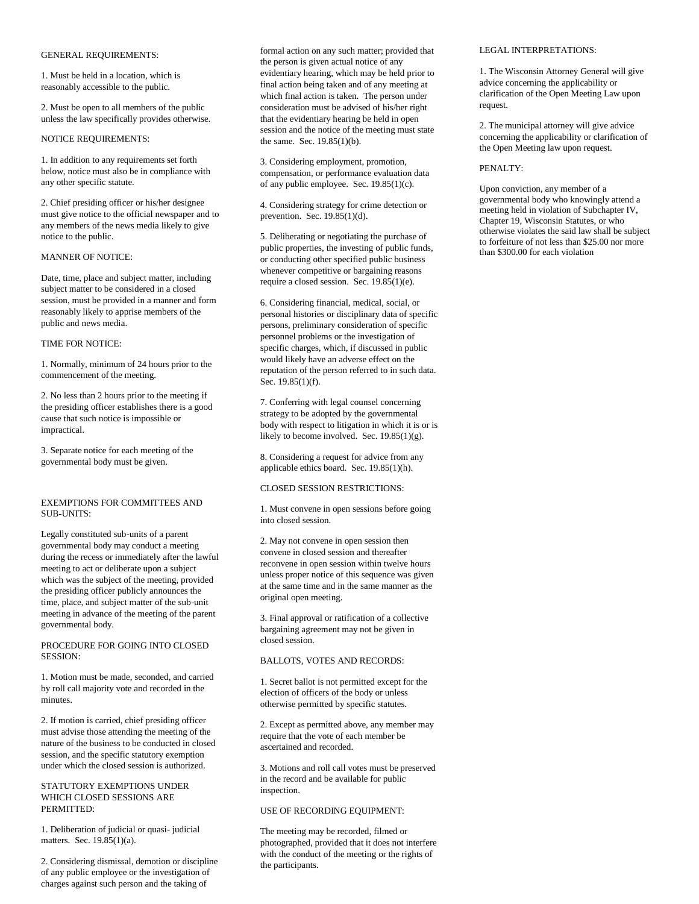GENERAL REQUIREMENTS:

1. Must be held in a location, which is reasonably accessible to the public.

2. Must be open to all members of the public unless the law specifically provides otherwise.

NOTICE REQUIREMENTS:

1. In addition to any requirements set forth below, notice must also be in compliance with any other specific statute.

2. Chief presiding officer or his/her designee must give notice to the official newspaper and to any members of the news media likely to give notice to the public.

MANNER OF NOTICE:

Date, time, place and subject matter, including subject matter to be considered in a closed session, must be provided in a manner and form reasonably likely to apprise members of the public and news media.

TIME FOR NOTICE:

1. Normally, minimum of 24 hours prior to the commencement of the meeting.

2. No less than 2 hours prior to the meeting if the presiding officer establishes there is a good cause that such notice is impossible or impractical.

3. Separate notice for each meeting of the governmental body must be given.

EXEMPTIONS FOR COMMITTEES AND SUB-UNITS:

Legally constituted sub-units of a parent governmental body may conduct a meeting during the recess or immediately after the lawful meeting to act or deliberate upon a subject which was the subject of the meeting, provided the presiding officer publicly announces the time, place, and subject matter of the sub-unit meeting in advance of the meeting of the parent governmental body.

PROCEDURE FOR GOING INTO CLOSED SESSION:

1. Motion must be made, seconded, and carried by roll call majority vote and recorded in the minutes.

2. If motion is carried, chief presiding officer must advise those attending the meeting of the nature of the business to be conducted in closed session, and the specific statutory exemption under which the closed session is authorized.

STATUTORY EXEMPTIONS UNDER WHICH CLOSED SESSIONS ARE PERMITTED:

1. Deliberation of judicial or quasi- judicial matters. Sec. 19.85(1)(a).

2. Considering dismissal, demotion or discipline of any public employee or the investigation of charges against such person and the taking of formal action on any such matter; provided that the person is given actual notice of any evidentiary hearing, which may be held prior to final action being taken and of any meeting at which final action is taken. The person under consideration must be advised of his/her right that the evidentiary hearing be held in open session and the notice of the meeting must state the same. Sec. 19.85(1)(b).

3. Considering employment, promotion, compensation, or performance evaluation data of any public employee. Sec. 19.85(1)(c).

4. Considering strategy for crime detection or prevention. Sec. 19.85(1)(d).

5. Deliberating or negotiating the purchase of public properties, the investing of public funds, or conducting other specified public business whenever competitive or bargaining reasons require a closed session. Sec. 19.85(1)(e).

6. Considering financial, medical, social, or personal histories or disciplinary data of specific persons, preliminary consideration of specific personnel problems or the investigation of specific charges, which, if discussed in public would likely have an adverse effect on the reputation of the person referred to in such data. Sec. 19.85(1)(f).

7. Conferring with legal counsel concerning strategy to be adopted by the governmental body with respect to litigation in which it is or is likely to become involved. Sec. 19.85(1)(g).

8. Considering a request for advice from any applicable ethics board. Sec. 19.85(1)(h).

CLOSED SESSION RESTRICTIONS:

1. Must convene in open sessions before going into closed session.

2. May not convene in open session then convene in closed session and thereafter reconvene in open session within twelve hours unless proper notice of this sequence was given at the same time and in the same manner as the original open meeting.

3. Final approval or ratification of a collective bargaining agreement may not be given in closed session.

BALLOTS, VOTES AND RECORDS:

1. Secret ballot is not permitted except for the election of officers of the body or unless otherwise permitted by specific statutes.

2. Except as permitted above, any member may require that the vote of each member be ascertained and recorded.

3. Motions and roll call votes must be preserved in the record and be available for public inspection.

USE OF RECORDING EQUIPMENT:

The meeting may be recorded, filmed or photographed, provided that it does not interfere with the conduct of the meeting or the rights of the participants.

LEGAL INTERPRETATIONS:

1. The Wisconsin Attorney General will give advice concerning the applicability or clarification of the Open Meeting Law upon request.

2. The municipal attorney will give advice concerning the applicability or clarification of the Open Meeting law upon request.

PENALTY:

Upon conviction, any member of a governmental body who knowingly attend a meeting held in violation of Subchapter IV, Chapter 19, Wisconsin Statutes, or who otherwise violates the said law shall be subject to forfeiture of not less than $25.00 nor more than $300.00 for each violation